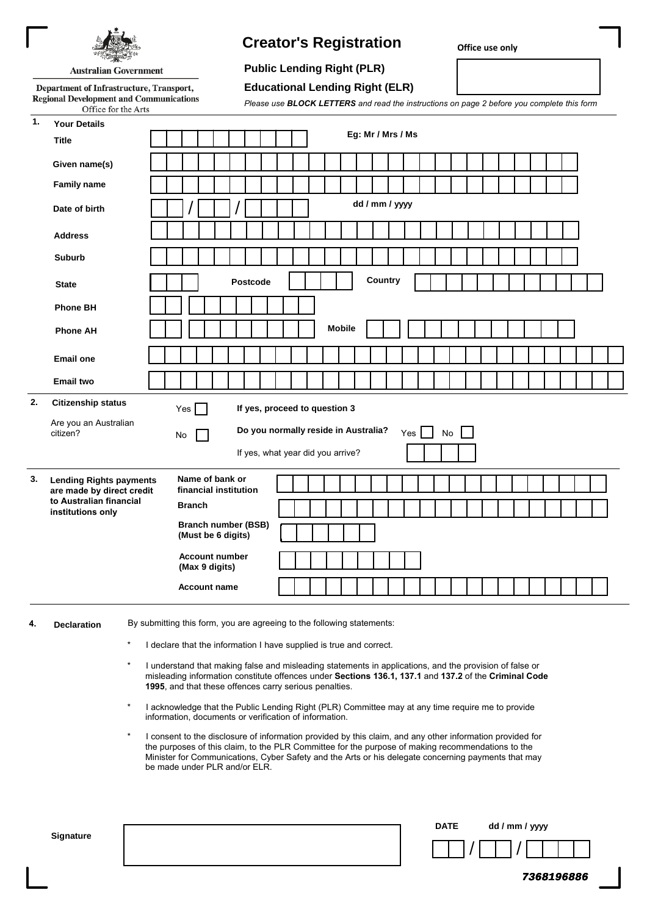Australian Government

Department of Infrastructure, Transport, Regional Development and Communications
Office for the Arts

# Creator's Registration

**Office use only**

## Public Lending Right (PLR)

## Educational Lending Right (ELR)

*Please use **BLOCK LETTERS** and read the instructions on page 2 before you complete this form*

**1. Your Details**

| | |
|---|---|
| **Title** | Eg: Mr / Mrs / Ms |
| **Given name(s)** | |
| **Family name** | |
| **Date of birth** | / / dd / mm / yyyy |
| **Address** | |
| **Suburb** | |
| **State** | **Postcode** **Country** |
| **Phone BH** | |
| **Phone AH** | **Mobile** |
| **Email one** | |
| **Email two** | |

**2. Citizenship status**

Are you an Australian citizen?

Yes ☐ **If yes, proceed to question 3**

No ☐ **Do you normally reside in Australia?** Yes ☐ No ☐

If yes, what year did you arrive?

**3. Lending Rights payments are made by direct credit to Australian financial institutions only**

| | |
|---|---|
| **Name of bank or financial institution** | |
| **Branch** | |
| **Branch number (BSB) (Must be 6 digits)** | |
| **Account number (Max 9 digits)** | |
| **Account name** | |

**4. Declaration**

By submitting this form, you are agreeing to the following statements:

* I declare that the information I have supplied is true and correct.
* I understand that making false and misleading statements in applications, and the provision of false or misleading information constitute offences under **Sections 136.1, 137.1** and **137.2** of the **Criminal Code 1995**, and that these offences carry serious penalties.
* I acknowledge that the Public Lending Right (PLR) Committee may at any time require me to provide information, documents or verification of information.
* I consent to the disclosure of information provided by this claim, and any other information provided for the purposes of this claim, to the PLR Committee for the purpose of making recommendations to the Minister for Communications, Cyber Safety and the Arts or his delegate concerning payments that may be made under PLR and/or ELR.

**Signature**

**DATE** dd / mm / yyyy

/ /

*7368196886*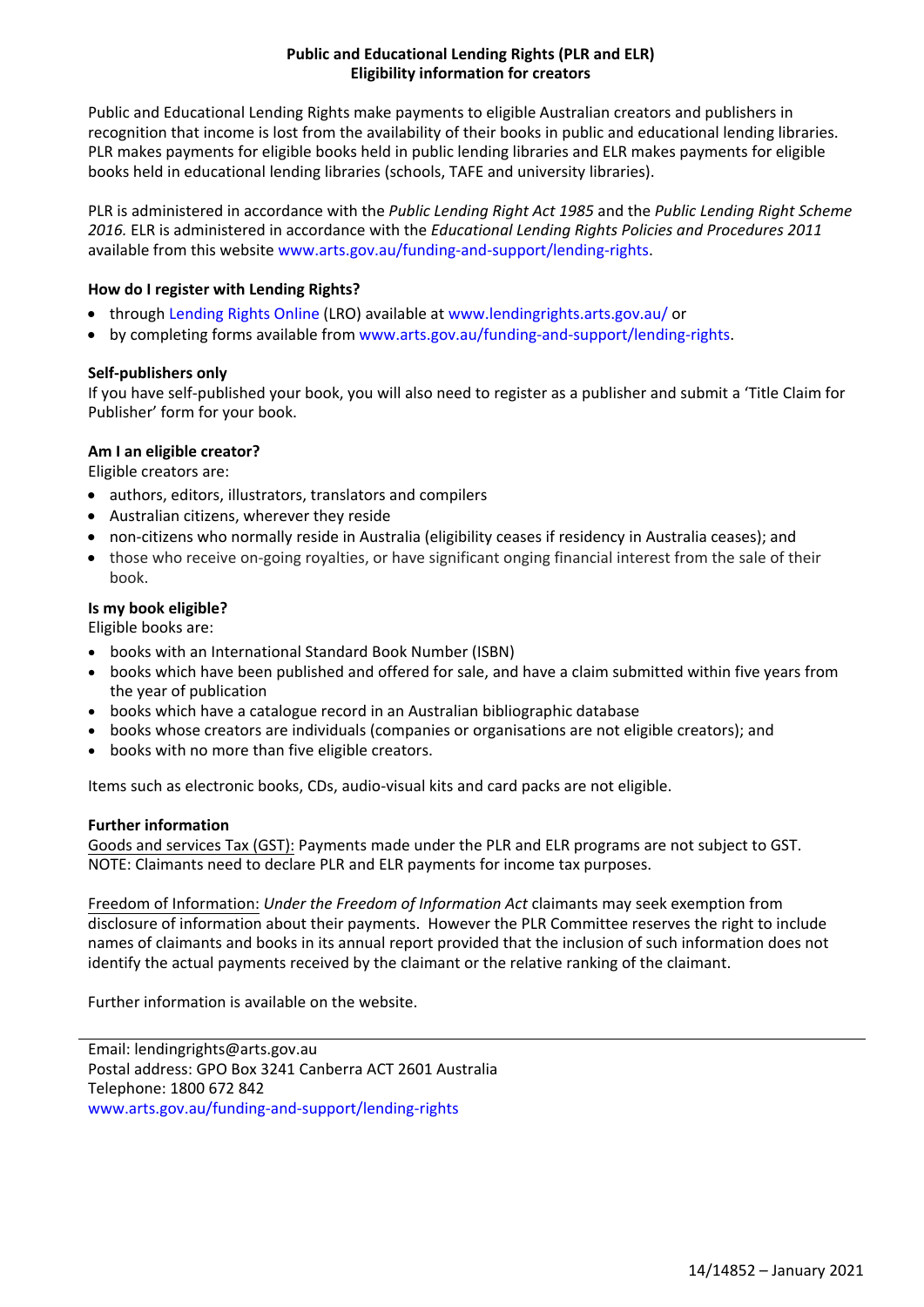**Public and Educational Lending Rights (PLR and ELR)**
**Eligibility information for creators**

Public and Educational Lending Rights make payments to eligible Australian creators and publishers in recognition that income is lost from the availability of their books in public and educational lending libraries. PLR makes payments for eligible books held in public lending libraries and ELR makes payments for eligible books held in educational lending libraries (schools, TAFE and university libraries).

PLR is administered in accordance with the *Public Lending Right Act 1985* and the *Public Lending Right Scheme 2016.* ELR is administered in accordance with the *Educational Lending Rights Policies and Procedures 2011* available from this website www.arts.gov.au/funding-and-support/lending-rights.

**How do I register with Lending Rights?**

- through Lending Rights Online (LRO) available at www.lendingrights.arts.gov.au/ or
- by completing forms available from www.arts.gov.au/funding-and-support/lending-rights.

**Self-publishers only**
If you have self-published your book, you will also need to register as a publisher and submit a 'Title Claim for Publisher' form for your book.

**Am I an eligible creator?**
Eligible creators are:

- authors, editors, illustrators, translators and compilers
- Australian citizens, wherever they reside
- non-citizens who normally reside in Australia (eligibility ceases if residency in Australia ceases); and
- those who receive on-going royalties, or have significant onging financial interest from the sale of their book.

**Is my book eligible?**
Eligible books are:

- books with an International Standard Book Number (ISBN)
- books which have been published and offered for sale, and have a claim submitted within five years from the year of publication
- books which have a catalogue record in an Australian bibliographic database
- books whose creators are individuals (companies or organisations are not eligible creators); and
- books with no more than five eligible creators.

Items such as electronic books, CDs, audio-visual kits and card packs are not eligible.

**Further information**
Goods and services Tax (GST): Payments made under the PLR and ELR programs are not subject to GST.
NOTE: Claimants need to declare PLR and ELR payments for income tax purposes.

Freedom of Information: *Under the Freedom of Information Act* claimants may seek exemption from disclosure of information about their payments. However the PLR Committee reserves the right to include names of claimants and books in its annual report provided that the inclusion of such information does not identify the actual payments received by the claimant or the relative ranking of the claimant.

Further information is available on the website.

---

Email: lendingrights@arts.gov.au
Postal address: GPO Box 3241 Canberra ACT 2601 Australia
Telephone: 1800 672 842
www.arts.gov.au/funding-and-support/lending-rights

14/14852 – January 2021